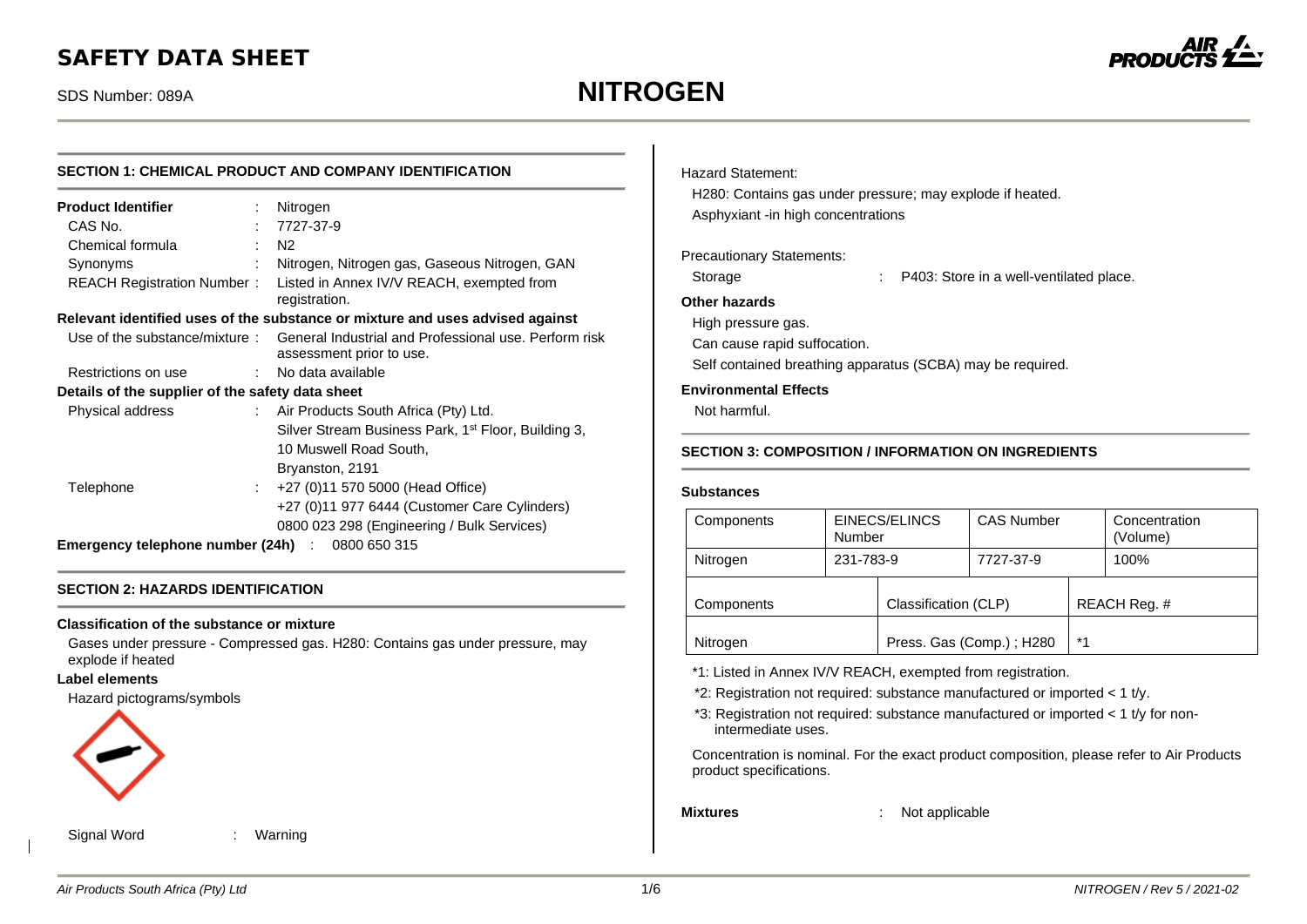# SAFETY DATA SHEET

SDS Number: 089A

# NITROGEN

## SECTION 1: CHEMICAL PRODUCT AND COMPANY IDENTIFICATION

**Product Identifier** : Nitrogen

CAS No. : 7727-37-9

Chemical formula : N2

Synonyms : Nitrogen, Nitrogen gas, Gaseous Nitrogen, GAN

REACH Registration Number : Listed in Annex IV/V REACH, exempted from registration.

**Relevant identified uses of the substance or mixture and uses advised against**

Use of the substance/mixture : General Industrial and Professional use. Perform risk assessment prior to use.

Restrictions on use : No data available

**Details of the supplier of the safety data sheet**

Physical address : Air Products South Africa (Pty) Ltd.
Silver Stream Business Park, 1st Floor, Building 3,
10 Muswell Road South,
Bryanston, 2191

Telephone : +27 (0)11 570 5000 (Head Office)
+27 (0)11 977 6444 (Customer Care Cylinders)
0800 023 298 (Engineering / Bulk Services)

**Emergency telephone number (24h)** : 0800 650 315

## SECTION 2: HAZARDS IDENTIFICATION

**Classification of the substance or mixture**

Gases under pressure - Compressed gas. H280: Contains gas under pressure, may explode if heated

**Label elements**

Hazard pictograms/symbols

Signal Word : Warning

Hazard Statement:

H280: Contains gas under pressure; may explode if heated.

Asphyxiant -in high concentrations

Precautionary Statements:

Storage : P403: Store in a well-ventilated place.

**Other hazards**

High pressure gas.

Can cause rapid suffocation.

Self contained breathing apparatus (SCBA) may be required.

**Environmental Effects**

Not harmful.

## SECTION 3: COMPOSITION / INFORMATION ON INGREDIENTS

**Substances**

| Components | EINECS/ELINCS Number | CAS Number | Concentration (Volume) |
|---|---|---|---|
| Nitrogen | 231-783-9 | 7727-37-9 | 100% |

| Components | Classification (CLP) | REACH Reg. # |
|---|---|---|
| Nitrogen | Press. Gas (Comp.) ; H280 | *1 |

*1: Listed in Annex IV/V REACH, exempted from registration.

*2: Registration not required: substance manufactured or imported < 1 t/y.

*3: Registration not required: substance manufactured or imported < 1 t/y for non-intermediate uses.

Concentration is nominal. For the exact product composition, please refer to Air Products product specifications.

**Mixtures** : Not applicable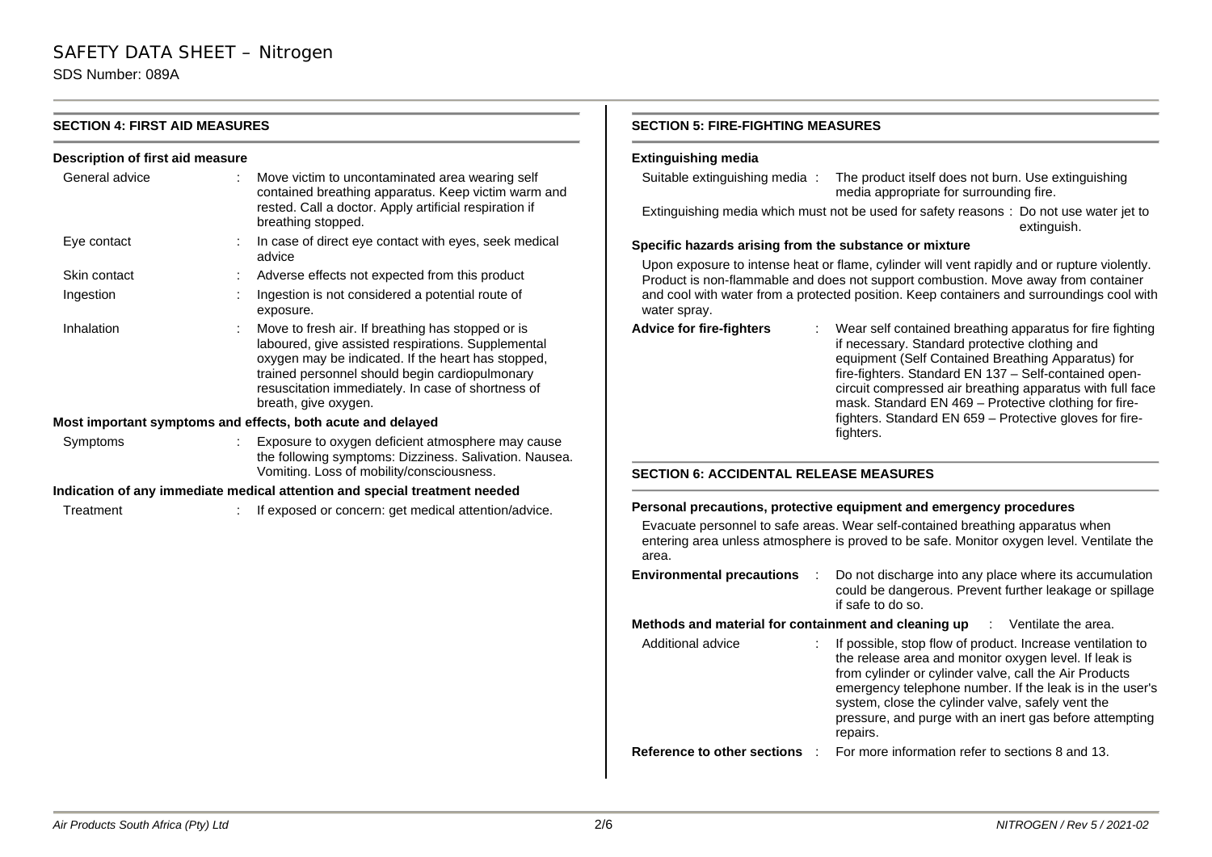## SECTION 4: FIRST AID MEASURES

### Description of first aid measure

| | | |
|---|---|---|
| General advice | : | Move victim to uncontaminated area wearing self contained breathing apparatus. Keep victim warm and rested. Call a doctor. Apply artificial respiration if breathing stopped. |
| Eye contact | : | In case of direct eye contact with eyes, seek medical advice |
| Skin contact | : | Adverse effects not expected from this product |
| Ingestion | : | Ingestion is not considered a potential route of exposure. |
| Inhalation | : | Move to fresh air. If breathing has stopped or is laboured, give assisted respirations. Supplemental oxygen may be indicated. If the heart has stopped, trained personnel should begin cardiopulmonary resuscitation immediately. In case of shortness of breath, give oxygen. |

### Most important symptoms and effects, both acute and delayed

| | | |
|---|---|---|
| Symptoms | : | Exposure to oxygen deficient atmosphere may cause the following symptoms: Dizziness. Salivation. Nausea. Vomiting. Loss of mobility/consciousness. |

### Indication of any immediate medical attention and special treatment needed

| | | |
|---|---|---|
| Treatment | : | If exposed or concern: get medical attention/advice. |

## SECTION 5: FIRE-FIGHTING MEASURES

### Extinguishing media

Suitable extinguishing media : The product itself does not burn. Use extinguishing media appropriate for surrounding fire.

Extinguishing media which must not be used for safety reasons : Do not use water jet to extinguish.

### Specific hazards arising from the substance or mixture

Upon exposure to intense heat or flame, cylinder will vent rapidly and or rupture violently. Product is non-flammable and does not support combustion. Move away from container and cool with water from a protected position. Keep containers and surroundings cool with water spray.

**Advice for fire-fighters** : Wear self contained breathing apparatus for fire fighting if necessary. Standard protective clothing and equipment (Self Contained Breathing Apparatus) for fire-fighters. Standard EN 137 – Self-contained open-circuit compressed air breathing apparatus with full face mask. Standard EN 469 – Protective clothing for fire-fighters. Standard EN 659 – Protective gloves for fire-fighters.

## SECTION 6: ACCIDENTAL RELEASE MEASURES

### Personal precautions, protective equipment and emergency procedures

Evacuate personnel to safe areas. Wear self-contained breathing apparatus when entering area unless atmosphere is proved to be safe. Monitor oxygen level. Ventilate the area.

**Environmental precautions** : Do not discharge into any place where its accumulation could be dangerous. Prevent further leakage or spillage if safe to do so.

**Methods and material for containment and cleaning up** : Ventilate the area.

Additional advice : If possible, stop flow of product. Increase ventilation to the release area and monitor oxygen level. If leak is from cylinder or cylinder valve, call the Air Products emergency telephone number. If the leak is in the user's system, close the cylinder valve, safely vent the pressure, and purge with an inert gas before attempting repairs.

**Reference to other sections** : For more information refer to sections 8 and 13.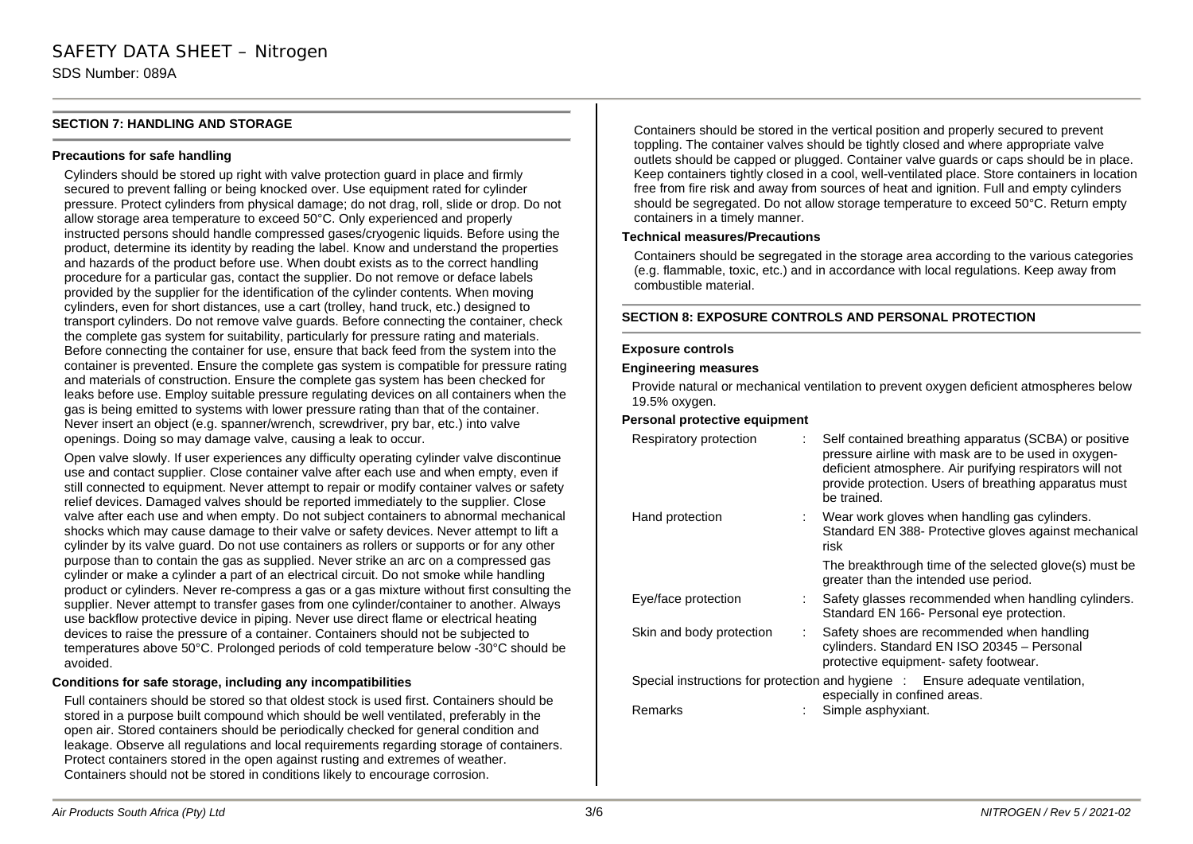## SECTION 7: HANDLING AND STORAGE

### Precautions for safe handling

Cylinders should be stored up right with valve protection guard in place and firmly secured to prevent falling or being knocked over. Use equipment rated for cylinder pressure. Protect cylinders from physical damage; do not drag, roll, slide or drop. Do not allow storage area temperature to exceed 50°C. Only experienced and properly instructed persons should handle compressed gases/cryogenic liquids. Before using the product, determine its identity by reading the label. Know and understand the properties and hazards of the product before use. When doubt exists as to the correct handling procedure for a particular gas, contact the supplier. Do not remove or deface labels provided by the supplier for the identification of the cylinder contents. When moving cylinders, even for short distances, use a cart (trolley, hand truck, etc.) designed to transport cylinders. Do not remove valve guards. Before connecting the container, check the complete gas system for suitability, particularly for pressure rating and materials. Before connecting the container for use, ensure that back feed from the system into the container is prevented. Ensure the complete gas system is compatible for pressure rating and materials of construction. Ensure the complete gas system has been checked for leaks before use. Employ suitable pressure regulating devices on all containers when the gas is being emitted to systems with lower pressure rating than that of the container. Never insert an object (e.g. spanner/wrench, screwdriver, pry bar, etc.) into valve openings. Doing so may damage valve, causing a leak to occur.

Open valve slowly. If user experiences any difficulty operating cylinder valve discontinue use and contact supplier. Close container valve after each use and when empty, even if still connected to equipment. Never attempt to repair or modify container valves or safety relief devices. Damaged valves should be reported immediately to the supplier. Close valve after each use and when empty. Do not subject containers to abnormal mechanical shocks which may cause damage to their valve or safety devices. Never attempt to lift a cylinder by its valve guard. Do not use containers as rollers or supports or for any other purpose than to contain the gas as supplied. Never strike an arc on a compressed gas cylinder or make a cylinder a part of an electrical circuit. Do not smoke while handling product or cylinders. Never re-compress a gas or a gas mixture without first consulting the supplier. Never attempt to transfer gases from one cylinder/container to another. Always use backflow protective device in piping. Never use direct flame or electrical heating devices to raise the pressure of a container. Containers should not be subjected to temperatures above 50°C. Prolonged periods of cold temperature below -30°C should be avoided.

### Conditions for safe storage, including any incompatibilities

Full containers should be stored so that oldest stock is used first. Containers should be stored in a purpose built compound which should be well ventilated, preferably in the open air. Stored containers should be periodically checked for general condition and leakage. Observe all regulations and local requirements regarding storage of containers. Protect containers stored in the open against rusting and extremes of weather. Containers should not be stored in conditions likely to encourage corrosion.

Containers should be stored in the vertical position and properly secured to prevent toppling. The container valves should be tightly closed and where appropriate valve outlets should be capped or plugged. Container valve guards or caps should be in place. Keep containers tightly closed in a cool, well-ventilated place. Store containers in location free from fire risk and away from sources of heat and ignition. Full and empty cylinders should be segregated. Do not allow storage temperature to exceed 50°C. Return empty containers in a timely manner.

### Technical measures/Precautions

Containers should be segregated in the storage area according to the various categories (e.g. flammable, toxic, etc.) and in accordance with local regulations. Keep away from combustible material.

## SECTION 8: EXPOSURE CONTROLS AND PERSONAL PROTECTION

### Exposure controls

### Engineering measures

Provide natural or mechanical ventilation to prevent oxygen deficient atmospheres below 19.5% oxygen.

### Personal protective equipment

| | |
|---|---|
| Respiratory protection | Self contained breathing apparatus (SCBA) or positive pressure airline with mask are to be used in oxygen-deficient atmosphere. Air purifying respirators will not provide protection. Users of breathing apparatus must be trained. |
| Hand protection | Wear work gloves when handling gas cylinders. Standard EN 388- Protective gloves against mechanical risk<br><br>The breakthrough time of the selected glove(s) must be greater than the intended use period. |
| Eye/face protection | Safety glasses recommended when handling cylinders. Standard EN 166- Personal eye protection. |
| Skin and body protection | Safety shoes are recommended when handling cylinders. Standard EN ISO 20345 – Personal protective equipment- safety footwear. |
| Special instructions for protection and hygiene | Ensure adequate ventilation, especially in confined areas. |
| Remarks | Simple asphyxiant. |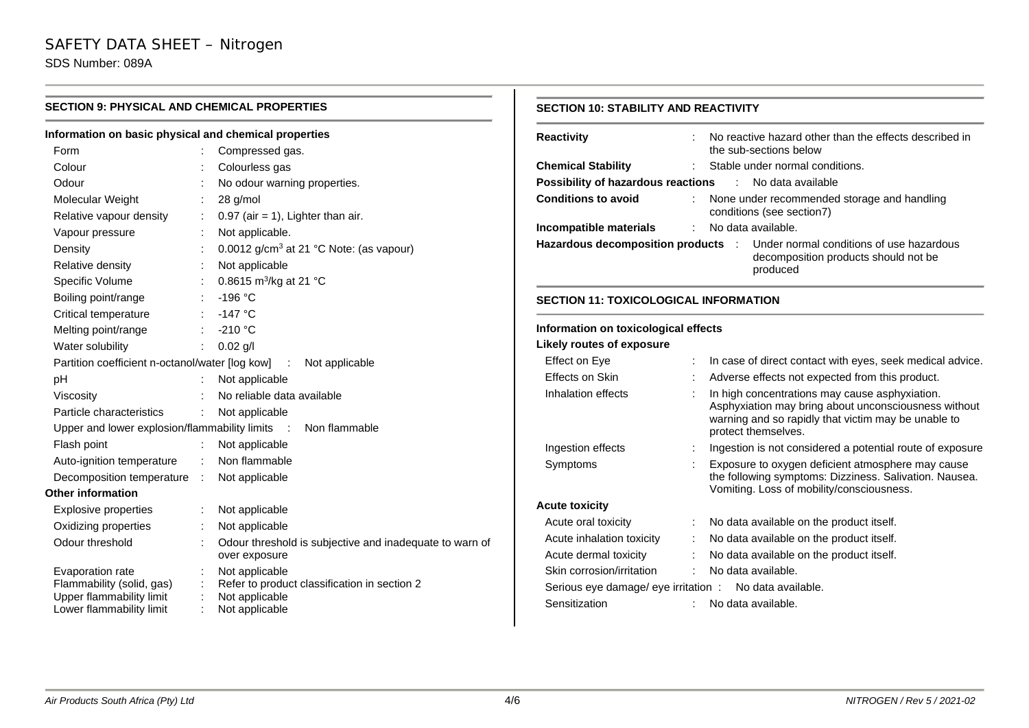## SECTION 9: PHYSICAL AND CHEMICAL PROPERTIES

### Information on basic physical and chemical properties

| Property | | Value |
|---|---|---|
| Form | : | Compressed gas. |
| Colour | : | Colourless gas |
| Odour | : | No odour warning properties. |
| Molecular Weight | : | 28 g/mol |
| Relative vapour density | : | 0.97 (air = 1), Lighter than air. |
| Vapour pressure | : | Not applicable. |
| Density | : | 0.0012 g/cm$^3$ at 21 °C Note: (as vapour) |
| Relative density | : | Not applicable |
| Specific Volume | : | 0.8615 m$^3$/kg at 21 °C |
| Boiling point/range | : | -196 °C |
| Critical temperature | : | -147 °C |
| Melting point/range | : | -210 °C |
| Water solubility | : | 0.02 g/l |
| Partition coefficient n-octanol/water [log kow] | : | Not applicable |
| pH | : | Not applicable |
| Viscosity | : | No reliable data available |
| Particle characteristics | : | Not applicable |
| Upper and lower explosion/flammability limits | : | Non flammable |
| Flash point | : | Not applicable |
| Auto-ignition temperature | : | Non flammable |
| Decomposition temperature | : | Not applicable |

### Other information

| Property | | Value |
|---|---|---|
| Explosive properties | : | Not applicable |
| Oxidizing properties | : | Not applicable |
| Odour threshold | : | Odour threshold is subjective and inadequate to warn of over exposure |
| Evaporation rate | : | Not applicable |
| Flammability (solid, gas) | : | Refer to product classification in section 2 |
| Upper flammability limit | : | Not applicable |
| Lower flammability limit | : | Not applicable |

## SECTION 10: STABILITY AND REACTIVITY

| | | |
|---|---|---|
| **Reactivity** | : | No reactive hazard other than the effects described in the sub-sections below |
| **Chemical Stability** | : | Stable under normal conditions. |
| **Possibility of hazardous reactions** | : | No data available |
| **Conditions to avoid** | : | None under recommended storage and handling conditions (see section7) |
| **Incompatible materials** | : | No data available. |
| **Hazardous decomposition products** | : | Under normal conditions of use hazardous decomposition products should not be produced |

## SECTION 11: TOXICOLOGICAL INFORMATION

### Information on toxicological effects

**Likely routes of exposure**

| | | |
|---|---|---|
| Effect on Eye | : | In case of direct contact with eyes, seek medical advice. |
| Effects on Skin | : | Adverse effects not expected from this product. |
| Inhalation effects | : | In high concentrations may cause asphyxiation. Asphyxiation may bring about unconsciousness without warning and so rapidly that victim may be unable to protect themselves. |
| Ingestion effects | : | Ingestion is not considered a potential route of exposure |
| Symptoms | : | Exposure to oxygen deficient atmosphere may cause the following symptoms: Dizziness. Salivation. Nausea. Vomiting. Loss of mobility/consciousness. |

**Acute toxicity**

| | | |
|---|---|---|
| Acute oral toxicity | : | No data available on the product itself. |
| Acute inhalation toxicity | : | No data available on the product itself. |
| Acute dermal toxicity | : | No data available on the product itself. |
| Skin corrosion/irritation | : | No data available. |
| Serious eye damage/ eye irritation | : | No data available. |
| Sensitization | : | No data available. |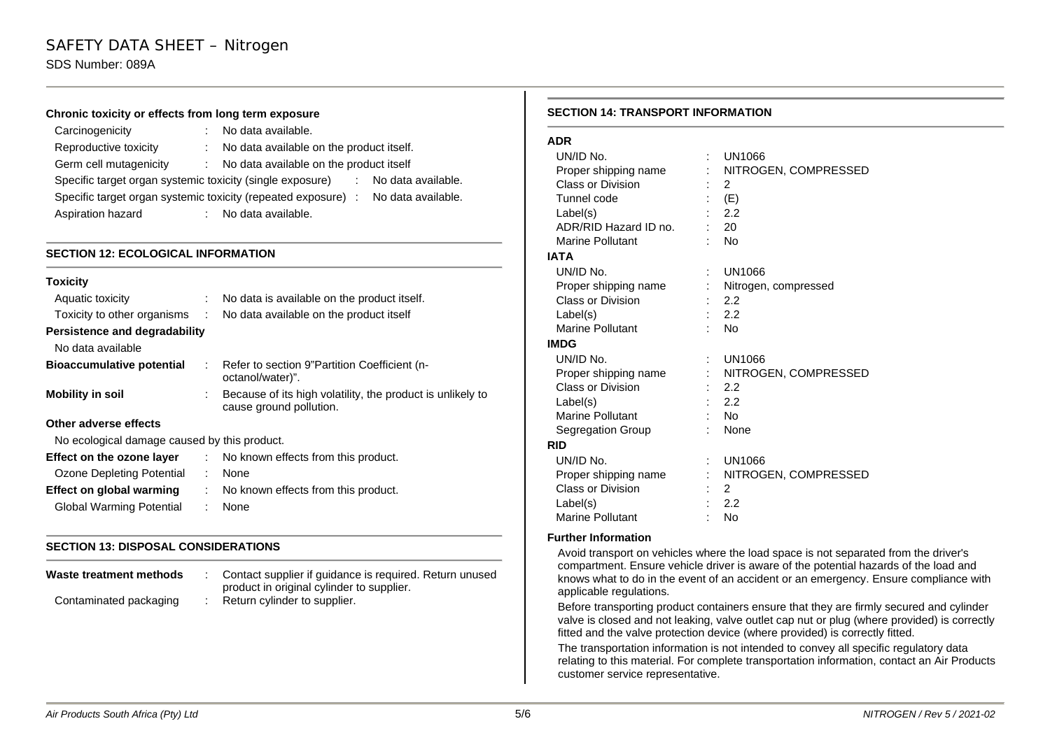**Chronic toxicity or effects from long term exposure**

| | | |
|---|---|---|
| Carcinogenicity | : | No data available. |
| Reproductive toxicity | : | No data available on the product itself. |
| Germ cell mutagenicity | : | No data available on the product itself |
| Specific target organ systemic toxicity (single exposure) | : | No data available. |
| Specific target organ systemic toxicity (repeated exposure) | : | No data available. |
| Aspiration hazard | : | No data available. |

## SECTION 12: ECOLOGICAL INFORMATION

**Toxicity**

| | | |
|---|---|---|
| Aquatic toxicity | : | No data is available on the product itself. |
| Toxicity to other organisms | : | No data available on the product itself |

**Persistence and degradability**

No data available

| | | |
|---|---|---|
| **Bioaccumulative potential** | : | Refer to section 9"Partition Coefficient (n-octanol/water)". |
| **Mobility in soil** | : | Because of its high volatility, the product is unlikely to cause ground pollution. |

**Other adverse effects**

No ecological damage caused by this product.

| | | |
|---|---|---|
| **Effect on the ozone layer** | : | No known effects from this product. |
| Ozone Depleting Potential | : | None |
| **Effect on global warming** | : | No known effects from this product. |
| Global Warming Potential | : | None |

## SECTION 13: DISPOSAL CONSIDERATIONS

| | | |
|---|---|---|
| **Waste treatment methods** | : | Contact supplier if guidance is required. Return unused product in original cylinder to supplier. |
| Contaminated packaging | : | Return cylinder to supplier. |

## SECTION 14: TRANSPORT INFORMATION

**ADR**

| | | |
|---|---|---|
| UN/ID No. | : | UN1066 |
| Proper shipping name | : | NITROGEN, COMPRESSED |
| Class or Division | : | 2 |
| Tunnel code | : | (E) |
| Label(s) | : | 2.2 |
| ADR/RID Hazard ID no. | : | 20 |
| Marine Pollutant | : | No |

**IATA**

| | | |
|---|---|---|
| UN/ID No. | : | UN1066 |
| Proper shipping name | : | Nitrogen, compressed |
| Class or Division | : | 2.2 |
| Label(s) | : | 2.2 |
| Marine Pollutant | : | No |

**IMDG**

| | | |
|---|---|---|
| UN/ID No. | : | UN1066 |
| Proper shipping name | : | NITROGEN, COMPRESSED |
| Class or Division | : | 2.2 |
| Label(s) | : | 2.2 |
| Marine Pollutant | : | No |
| Segregation Group | : | None |

**RID**

| | | |
|---|---|---|
| UN/ID No. | : | UN1066 |
| Proper shipping name | : | NITROGEN, COMPRESSED |
| Class or Division | : | 2 |
| Label(s) | : | 2.2 |
| Marine Pollutant | : | No |

**Further Information**

Avoid transport on vehicles where the load space is not separated from the driver's compartment. Ensure vehicle driver is aware of the potential hazards of the load and knows what to do in the event of an accident or an emergency. Ensure compliance with applicable regulations.

Before transporting product containers ensure that they are firmly secured and cylinder valve is closed and not leaking, valve outlet cap nut or plug (where provided) is correctly fitted and the valve protection device (where provided) is correctly fitted.

The transportation information is not intended to convey all specific regulatory data relating to this material. For complete transportation information, contact an Air Products customer service representative.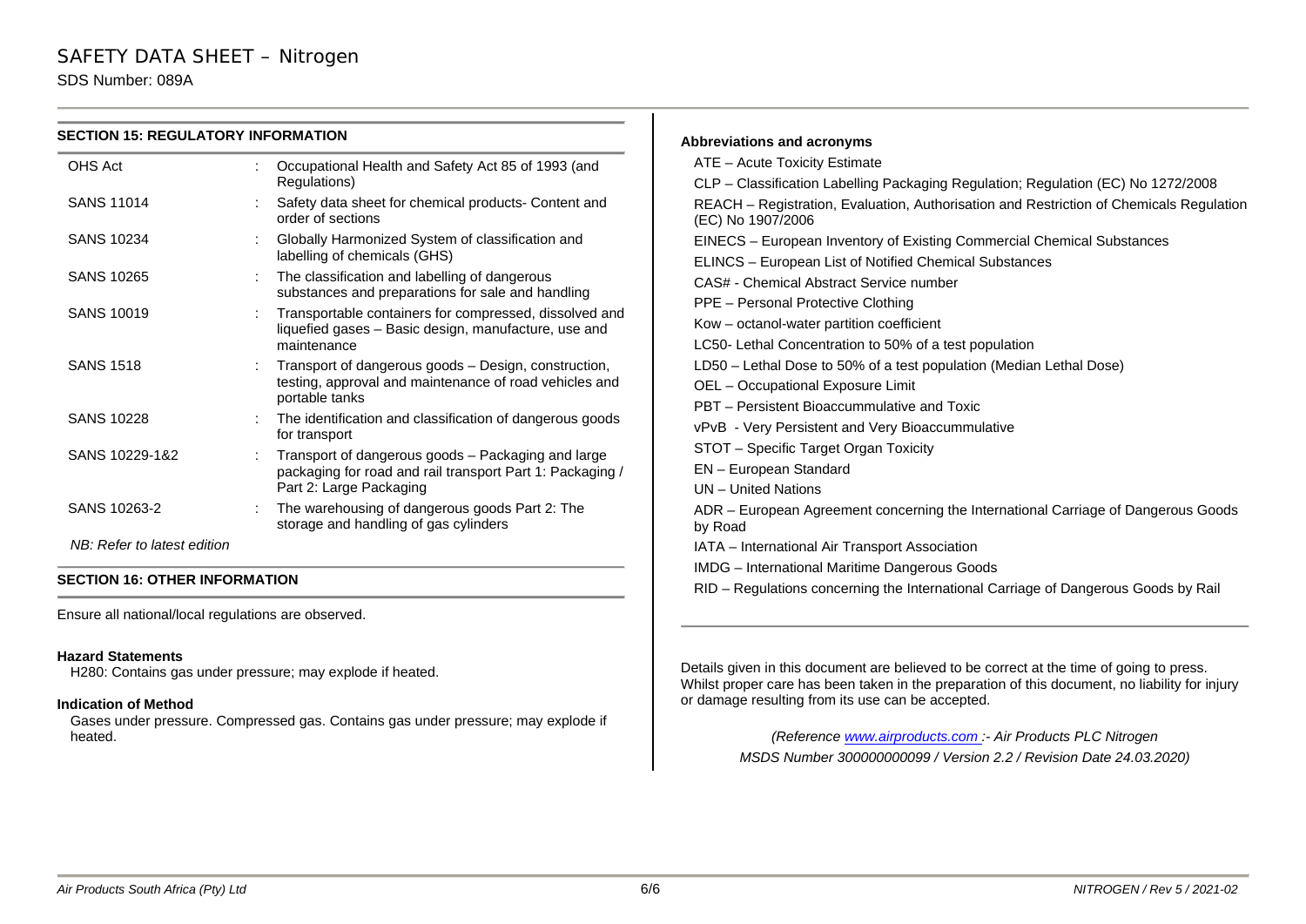# SAFETY DATA SHEET – Nitrogen

SDS Number: 089A

## SECTION 15: REGULATORY INFORMATION

| | | |
|---|---|---|
| OHS Act | : | Occupational Health and Safety Act 85 of 1993 (and Regulations) |
| SANS 11014 | : | Safety data sheet for chemical products- Content and order of sections |
| SANS 10234 | : | Globally Harmonized System of classification and labelling of chemicals (GHS) |
| SANS 10265 | : | The classification and labelling of dangerous substances and preparations for sale and handling |
| SANS 10019 | : | Transportable containers for compressed, dissolved and liquefied gases – Basic design, manufacture, use and maintenance |
| SANS 1518 | : | Transport of dangerous goods – Design, construction, testing, approval and maintenance of road vehicles and portable tanks |
| SANS 10228 | : | The identification and classification of dangerous goods for transport |
| SANS 10229-1&2 | : | Transport of dangerous goods – Packaging and large packaging for road and rail transport Part 1: Packaging / Part 2: Large Packaging |
| SANS 10263-2 | : | The warehousing of dangerous goods Part 2: The storage and handling of gas cylinders |

*NB: Refer to latest edition*

## SECTION 16: OTHER INFORMATION

Ensure all national/local regulations are observed.

**Hazard Statements**

H280: Contains gas under pressure; may explode if heated.

**Indication of Method**

Gases under pressure. Compressed gas. Contains gas under pressure; may explode if heated.

**Abbreviations and acronyms**

ATE – Acute Toxicity Estimate

CLP – Classification Labelling Packaging Regulation; Regulation (EC) No 1272/2008

REACH – Registration, Evaluation, Authorisation and Restriction of Chemicals Regulation (EC) No 1907/2006

EINECS – European Inventory of Existing Commercial Chemical Substances

ELINCS – European List of Notified Chemical Substances

CAS# - Chemical Abstract Service number

PPE – Personal Protective Clothing

Kow – octanol-water partition coefficient

LC50- Lethal Concentration to 50% of a test population

LD50 – Lethal Dose to 50% of a test population (Median Lethal Dose)

OEL – Occupational Exposure Limit

PBT – Persistent Bioaccummulative and Toxic

vPvB - Very Persistent and Very Bioaccummulative

STOT – Specific Target Organ Toxicity

EN – European Standard

UN – United Nations

ADR – European Agreement concerning the International Carriage of Dangerous Goods by Road

IATA – International Air Transport Association

IMDG – International Maritime Dangerous Goods

RID – Regulations concerning the International Carriage of Dangerous Goods by Rail

Details given in this document are believed to be correct at the time of going to press. Whilst proper care has been taken in the preparation of this document, no liability for injury or damage resulting from its use can be accepted.

*(Reference www.airproducts.com :- Air Products PLC Nitrogen MSDS Number 300000000099 / Version 2.2 / Revision Date 24.03.2020)*